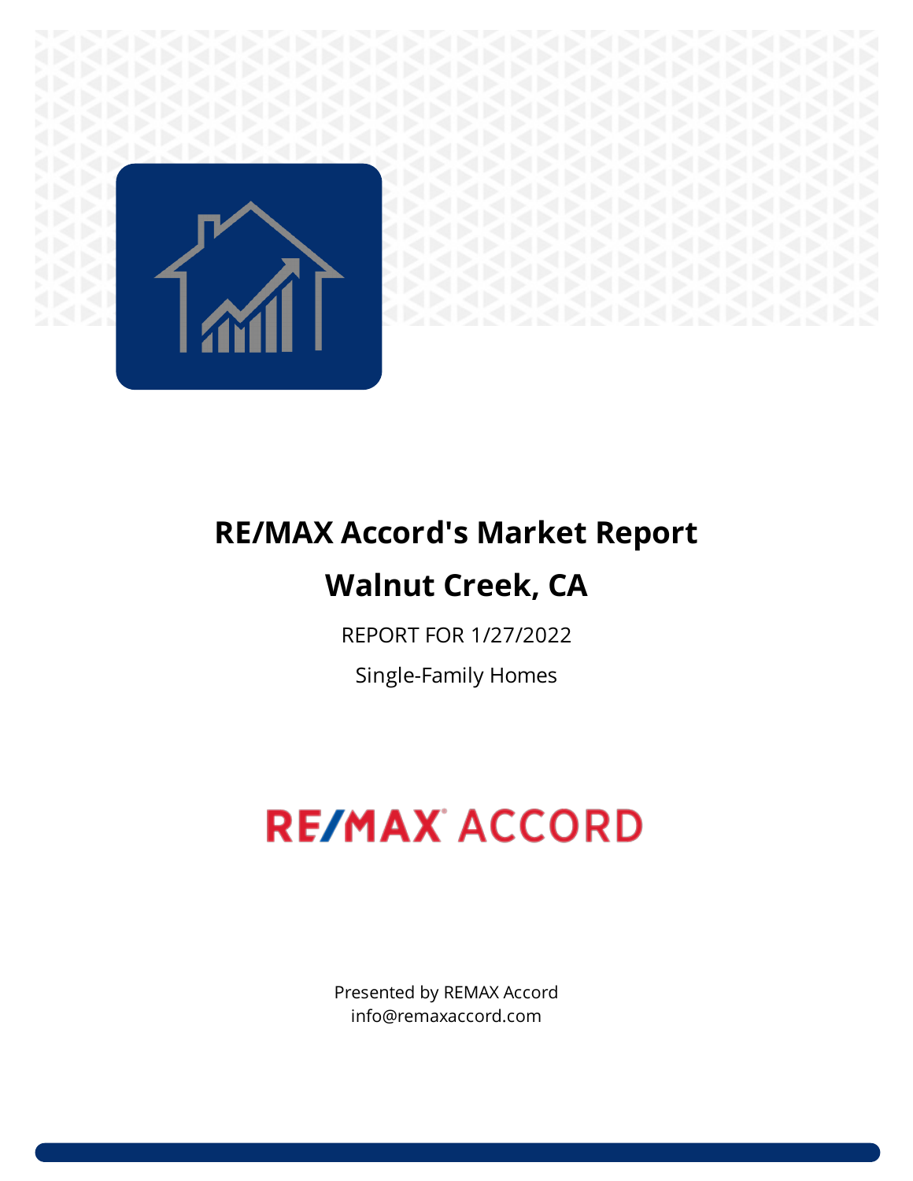# RE/MAX Accord's Market Report

## Walnut Creek, CA

REPORT FOR 1/27/2022

Single-Family Homes

RE/MAX ACCORD

Presented by REMAX Accord
info@remaxaccord.com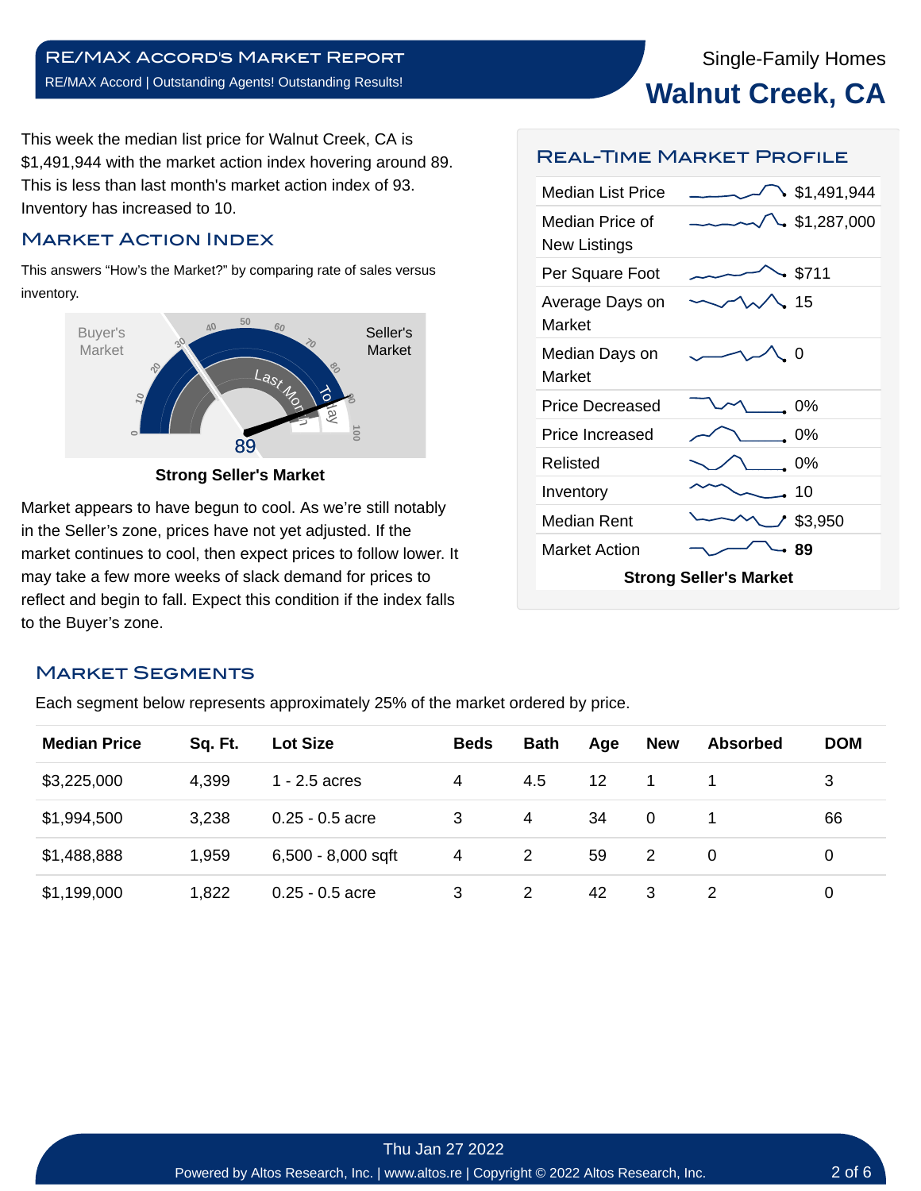# RE/MAX Accord's Market Report

RE/MAX Accord | Outstanding Agents! Outstanding Results!

Single-Family Homes

# Walnut Creek, CA

This week the median list price for Walnut Creek, CA is $1,491,944 with the market action index hovering around 89. This is less than last month's market action index of 93. Inventory has increased to 10.

## Market Action Index

This answers "How's the Market?" by comparing rate of sales versus inventory.

Buyer's Market | Seller's Market | 89

**Strong Seller's Market**

Market appears to have begun to cool. As we're still notably in the Seller's zone, prices have not yet adjusted. If the market continues to cool, then expect prices to follow lower. It may take a few more weeks of slack demand for prices to reflect and begin to fall. Expect this condition if the index falls to the Buyer's zone.

## Real-Time Market Profile

| | |
|---|---|
| Median List Price | $1,491,944 |
| Median Price of New Listings | $1,287,000 |
| Per Square Foot | $711 |
| Average Days on Market | 15 |
| Median Days on Market | 0 |
| Price Decreased | 0% |
| Price Increased | 0% |
| Relisted | 0% |
| Inventory | 10 |
| Median Rent | $3,950 |
| Market Action | **89** |

**Strong Seller's Market**

## Market Segments

Each segment below represents approximately 25% of the market ordered by price.

| Median Price | Sq. Ft. | Lot Size | Beds | Bath | Age | New | Absorbed | DOM |
|---|---|---|---|---|---|---|---|---|
| $3,225,000 | 4,399 | 1 - 2.5 acres | 4 | 4.5 | 12 | 1 | 1 | 3 |
| $1,994,500 | 3,238 | 0.25 - 0.5 acre | 3 | 4 | 34 | 0 | 1 | 66 |
| $1,488,888 | 1,959 | 6,500 - 8,000 sqft | 4 | 2 | 59 | 2 | 0 | 0 |
| $1,199,000 | 1,822 | 0.25 - 0.5 acre | 3 | 2 | 42 | 3 | 2 | 0 |

Thu Jan 27 2022

Powered by Altos Research, Inc. | www.altos.re | Copyright © 2022 Altos Research, Inc.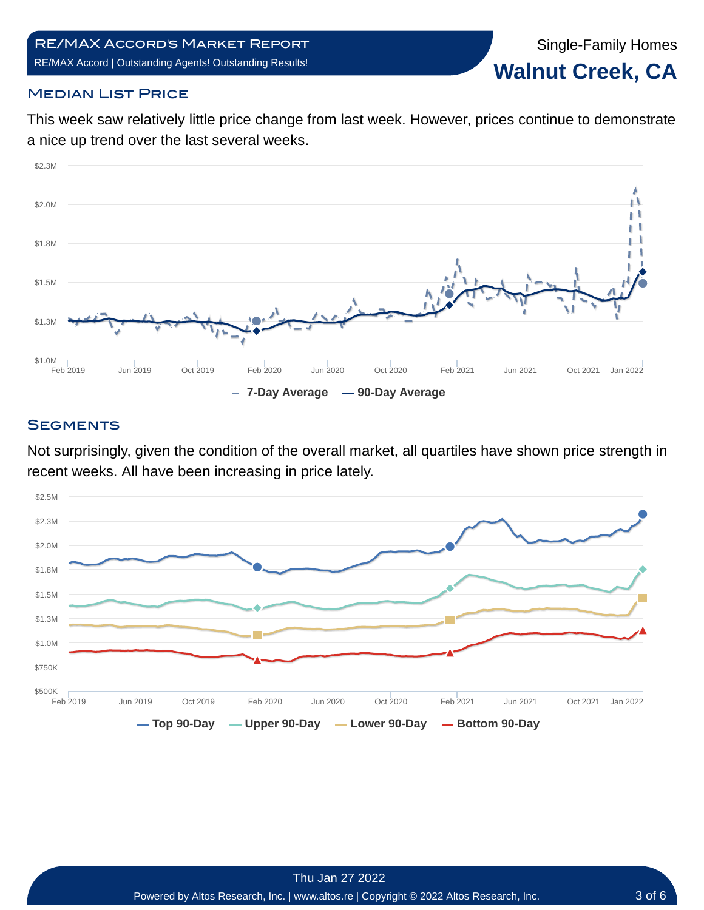## Median List Price

This week saw relatively little price change from last week. However, prices continue to demonstrate a nice up trend over the last several weeks.

## Segments

Not surprisingly, given the condition of the overall market, all quartiles have shown price strength in recent weeks. All have been increasing in price lately.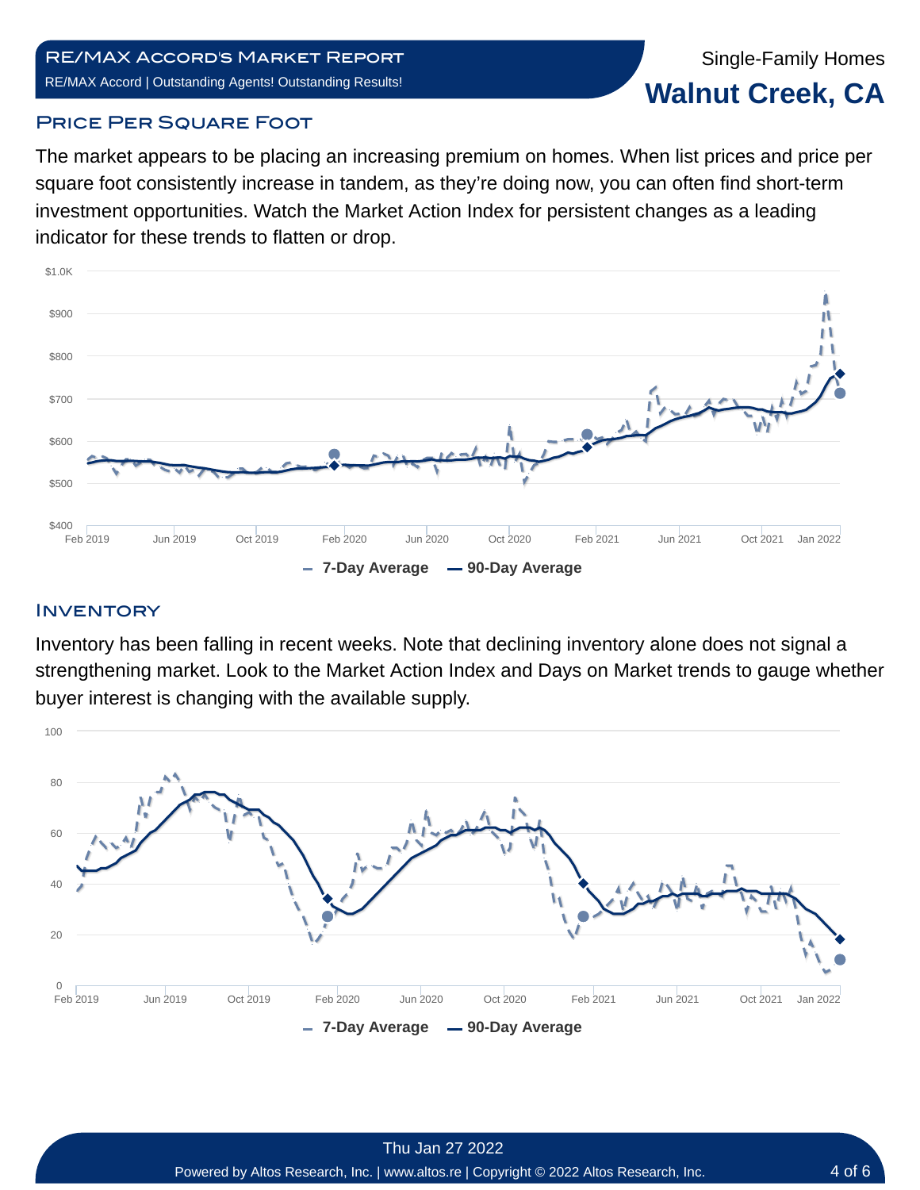## Price Per Square Foot

The market appears to be placing an increasing premium on homes. When list prices and price per square foot consistently increase in tandem, as they're doing now, you can often find short-term investment opportunities. Watch the Market Action Index for persistent changes as a leading indicator for these trends to flatten or drop.

## Inventory

Inventory has been falling in recent weeks. Note that declining inventory alone does not signal a strengthening market. Look to the Market Action Index and Days on Market trends to gauge whether buyer interest is changing with the available supply.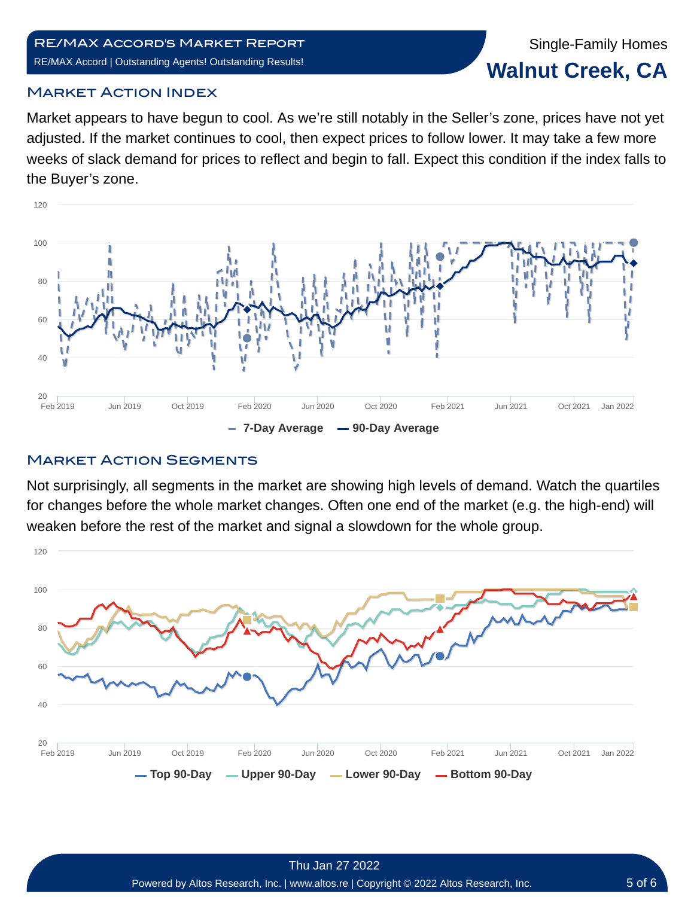RE/MAX Accord's Market Report

RE/MAX Accord | Outstanding Agents! Outstanding Results!

Single-Family Homes

# Walnut Creek, CA

## Market Action Index

Market appears to have begun to cool. As we're still notably in the Seller's zone, prices have not yet adjusted. If the market continues to cool, then expect prices to follow lower. It may take a few more weeks of slack demand for prices to reflect and begin to fall. Expect this condition if the index falls to the Buyer's zone.

7-Day Average — 90-Day Average

## Market Action Segments

Not surprisingly, all segments in the market are showing high levels of demand. Watch the quartiles for changes before the whole market changes. Often one end of the market (e.g. the high-end) will weaken before the rest of the market and signal a slowdown for the whole group.

Top 90-Day — Upper 90-Day — Lower 90-Day — Bottom 90-Day

Thu Jan 27 2022

Powered by Altos Research, Inc. | www.altos.re | Copyright © 2022 Altos Research, Inc.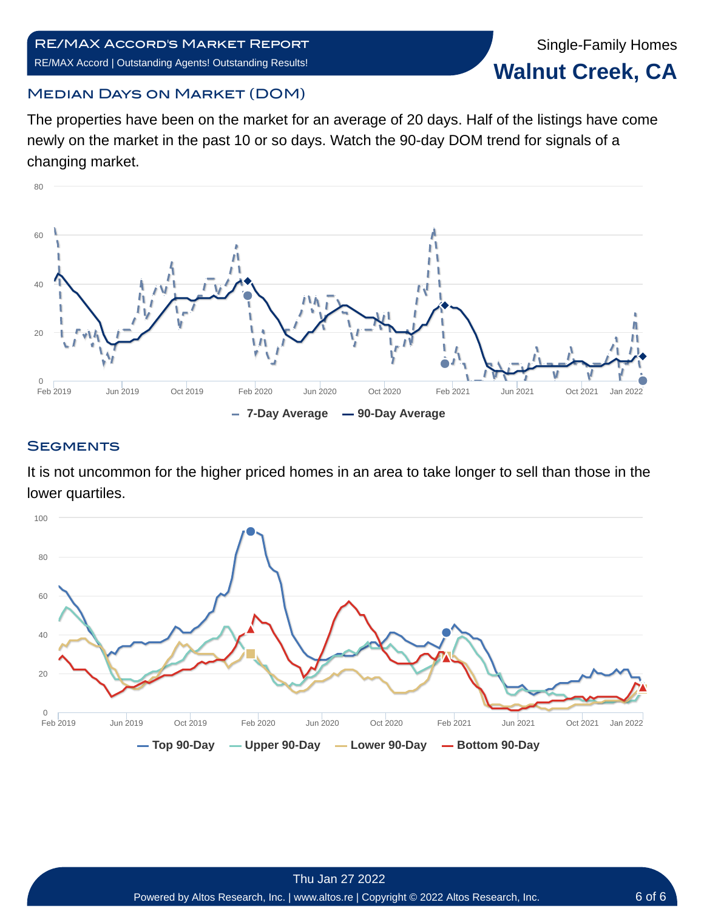RE/MAX Accord's Market Report

RE/MAX Accord | Outstanding Agents! Outstanding Results!

Single-Family Homes

# Walnut Creek, CA

## Median Days on Market (DOM)

The properties have been on the market for an average of 20 days. Half of the listings have come newly on the market in the past 10 or so days. Watch the 90-day DOM trend for signals of a changing market.

80
60
40
20
0
Feb 2019
Jun 2019
Oct 2019
Feb 2020
Jun 2020
Oct 2020
Feb 2021
Jun 2021
Oct 2021
Jan 2022

7-Day Average
90-Day Average

## Segments

It is not uncommon for the higher priced homes in an area to take longer to sell than those in the lower quartiles.

100
80
60
40
20
0
Feb 2019
Jun 2019
Oct 2019
Feb 2020
Jun 2020
Oct 2020
Feb 2021
Jun 2021
Oct 2021
Jan 2022

Top 90-Day
Upper 90-Day
Lower 90-Day
Bottom 90-Day

Thu Jan 27 2022

Powered by Altos Research, Inc. | www.altos.re | Copyright © 2022 Altos Research, Inc.